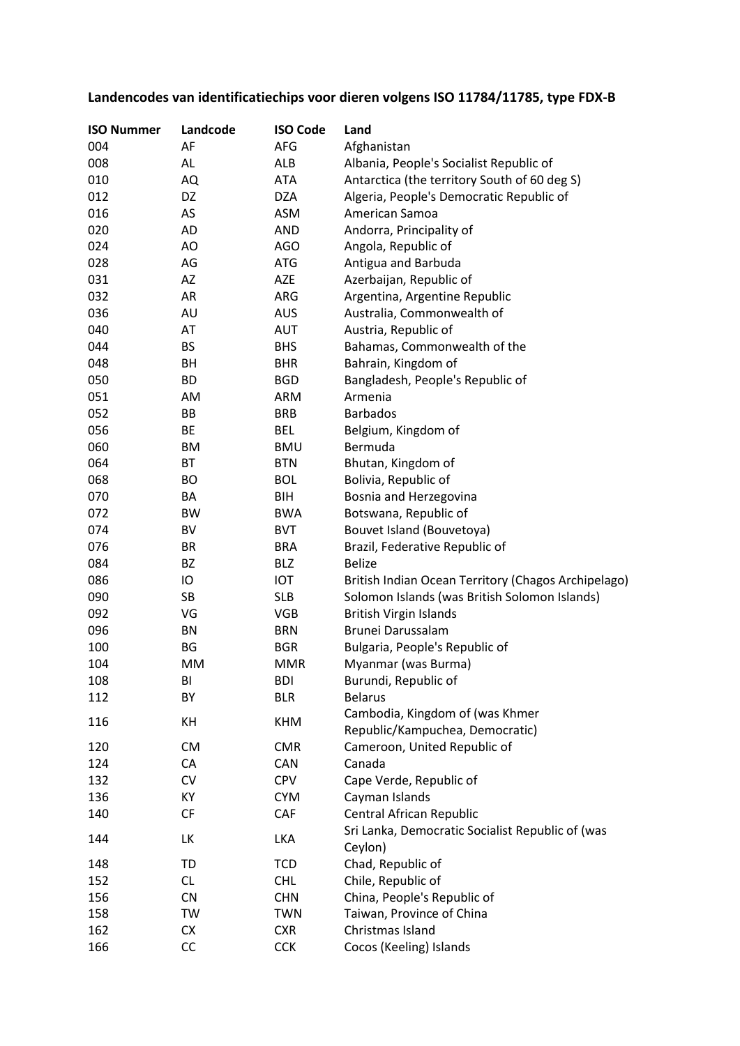**Landencodes van identificatiechips voor dieren volgens ISO 11784/11785, type FDX-B**

| ISO Nummer | Landcode | ISO Code | Land |
|---|---|---|---|
| 004 | AF | AFG | Afghanistan |
| 008 | AL | ALB | Albania, People's Socialist Republic of |
| 010 | AQ | ATA | Antarctica (the territory South of 60 deg S) |
| 012 | DZ | DZA | Algeria, People's Democratic Republic of |
| 016 | AS | ASM | American Samoa |
| 020 | AD | AND | Andorra, Principality of |
| 024 | AO | AGO | Angola, Republic of |
| 028 | AG | ATG | Antigua and Barbuda |
| 031 | AZ | AZE | Azerbaijan, Republic of |
| 032 | AR | ARG | Argentina, Argentine Republic |
| 036 | AU | AUS | Australia, Commonwealth of |
| 040 | AT | AUT | Austria, Republic of |
| 044 | BS | BHS | Bahamas, Commonwealth of the |
| 048 | BH | BHR | Bahrain, Kingdom of |
| 050 | BD | BGD | Bangladesh, People's Republic of |
| 051 | AM | ARM | Armenia |
| 052 | BB | BRB | Barbados |
| 056 | BE | BEL | Belgium, Kingdom of |
| 060 | BM | BMU | Bermuda |
| 064 | BT | BTN | Bhutan, Kingdom of |
| 068 | BO | BOL | Bolivia, Republic of |
| 070 | BA | BIH | Bosnia and Herzegovina |
| 072 | BW | BWA | Botswana, Republic of |
| 074 | BV | BVT | Bouvet Island (Bouvetoya) |
| 076 | BR | BRA | Brazil, Federative Republic of |
| 084 | BZ | BLZ | Belize |
| 086 | IO | IOT | British Indian Ocean Territory (Chagos Archipelago) |
| 090 | SB | SLB | Solomon Islands (was British Solomon Islands) |
| 092 | VG | VGB | British Virgin Islands |
| 096 | BN | BRN | Brunei Darussalam |
| 100 | BG | BGR | Bulgaria, People's Republic of |
| 104 | MM | MMR | Myanmar (was Burma) |
| 108 | BI | BDI | Burundi, Republic of |
| 112 | BY | BLR | Belarus |
| 116 | KH | KHM | Cambodia, Kingdom of (was Khmer Republic/Kampuchea, Democratic) |
| 120 | CM | CMR | Cameroon, United Republic of |
| 124 | CA | CAN | Canada |
| 132 | CV | CPV | Cape Verde, Republic of |
| 136 | KY | CYM | Cayman Islands |
| 140 | CF | CAF | Central African Republic |
| 144 | LK | LKA | Sri Lanka, Democratic Socialist Republic of (was Ceylon) |
| 148 | TD | TCD | Chad, Republic of |
| 152 | CL | CHL | Chile, Republic of |
| 156 | CN | CHN | China, People's Republic of |
| 158 | TW | TWN | Taiwan, Province of China |
| 162 | CX | CXR | Christmas Island |
| 166 | CC | CCK | Cocos (Keeling) Islands |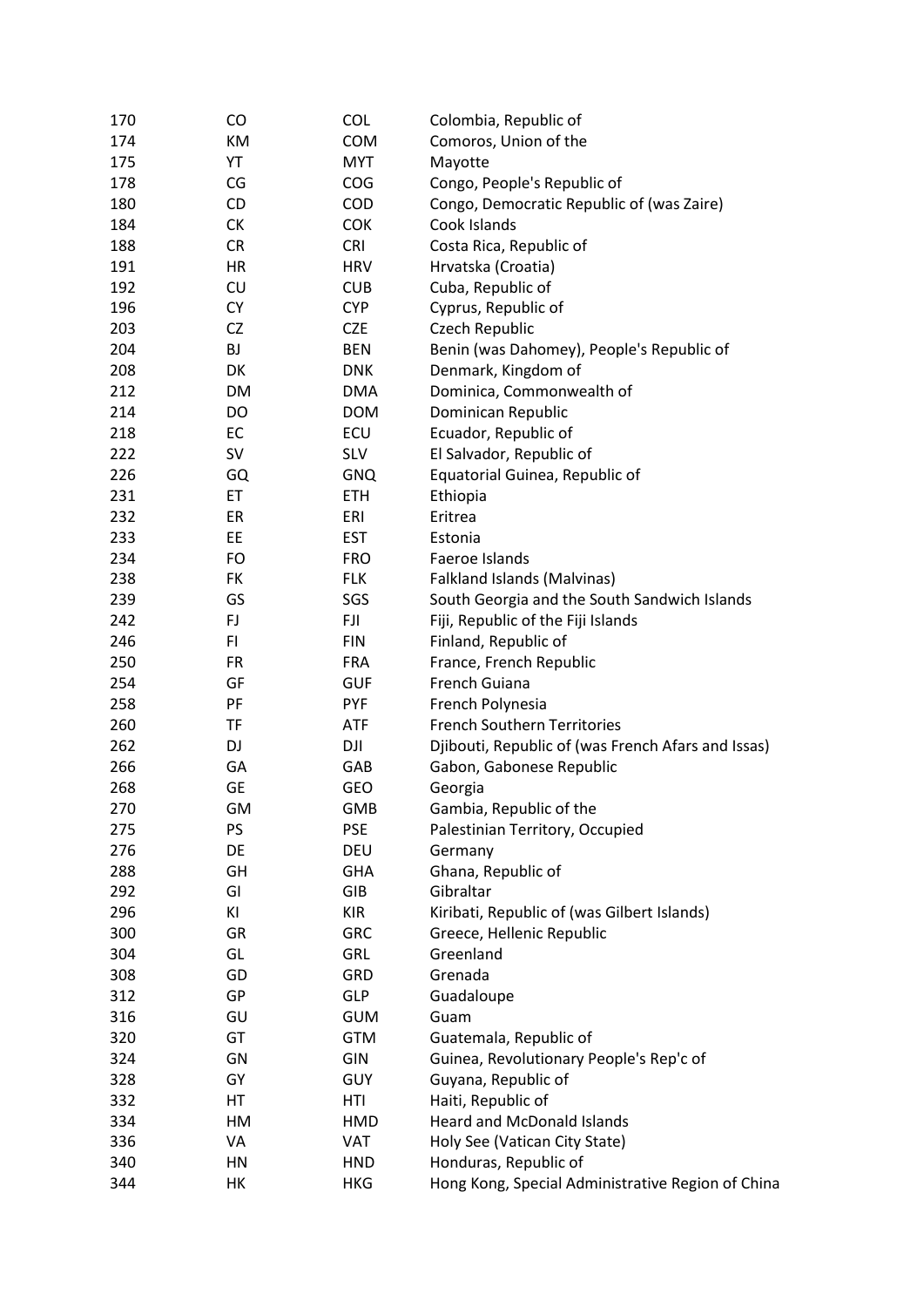| | | | |
|---|---|---|---|
| 170 | CO | COL | Colombia, Republic of |
| 174 | KM | COM | Comoros, Union of the |
| 175 | YT | MYT | Mayotte |
| 178 | CG | COG | Congo, People's Republic of |
| 180 | CD | COD | Congo, Democratic Republic of (was Zaire) |
| 184 | CK | COK | Cook Islands |
| 188 | CR | CRI | Costa Rica, Republic of |
| 191 | HR | HRV | Hrvatska (Croatia) |
| 192 | CU | CUB | Cuba, Republic of |
| 196 | CY | CYP | Cyprus, Republic of |
| 203 | CZ | CZE | Czech Republic |
| 204 | BJ | BEN | Benin (was Dahomey), People's Republic of |
| 208 | DK | DNK | Denmark, Kingdom of |
| 212 | DM | DMA | Dominica, Commonwealth of |
| 214 | DO | DOM | Dominican Republic |
| 218 | EC | ECU | Ecuador, Republic of |
| 222 | SV | SLV | El Salvador, Republic of |
| 226 | GQ | GNQ | Equatorial Guinea, Republic of |
| 231 | ET | ETH | Ethiopia |
| 232 | ER | ERI | Eritrea |
| 233 | EE | EST | Estonia |
| 234 | FO | FRO | Faeroe Islands |
| 238 | FK | FLK | Falkland Islands (Malvinas) |
| 239 | GS | SGS | South Georgia and the South Sandwich Islands |
| 242 | FJ | FJI | Fiji, Republic of the Fiji Islands |
| 246 | FI | FIN | Finland, Republic of |
| 250 | FR | FRA | France, French Republic |
| 254 | GF | GUF | French Guiana |
| 258 | PF | PYF | French Polynesia |
| 260 | TF | ATF | French Southern Territories |
| 262 | DJ | DJI | Djibouti, Republic of (was French Afars and Issas) |
| 266 | GA | GAB | Gabon, Gabonese Republic |
| 268 | GE | GEO | Georgia |
| 270 | GM | GMB | Gambia, Republic of the |
| 275 | PS | PSE | Palestinian Territory, Occupied |
| 276 | DE | DEU | Germany |
| 288 | GH | GHA | Ghana, Republic of |
| 292 | GI | GIB | Gibraltar |
| 296 | KI | KIR | Kiribati, Republic of (was Gilbert Islands) |
| 300 | GR | GRC | Greece, Hellenic Republic |
| 304 | GL | GRL | Greenland |
| 308 | GD | GRD | Grenada |
| 312 | GP | GLP | Guadaloupe |
| 316 | GU | GUM | Guam |
| 320 | GT | GTM | Guatemala, Republic of |
| 324 | GN | GIN | Guinea, Revolutionary People's Rep'c of |
| 328 | GY | GUY | Guyana, Republic of |
| 332 | HT | HTI | Haiti, Republic of |
| 334 | HM | HMD | Heard and McDonald Islands |
| 336 | VA | VAT | Holy See (Vatican City State) |
| 340 | HN | HND | Honduras, Republic of |
| 344 | HK | HKG | Hong Kong, Special Administrative Region of China |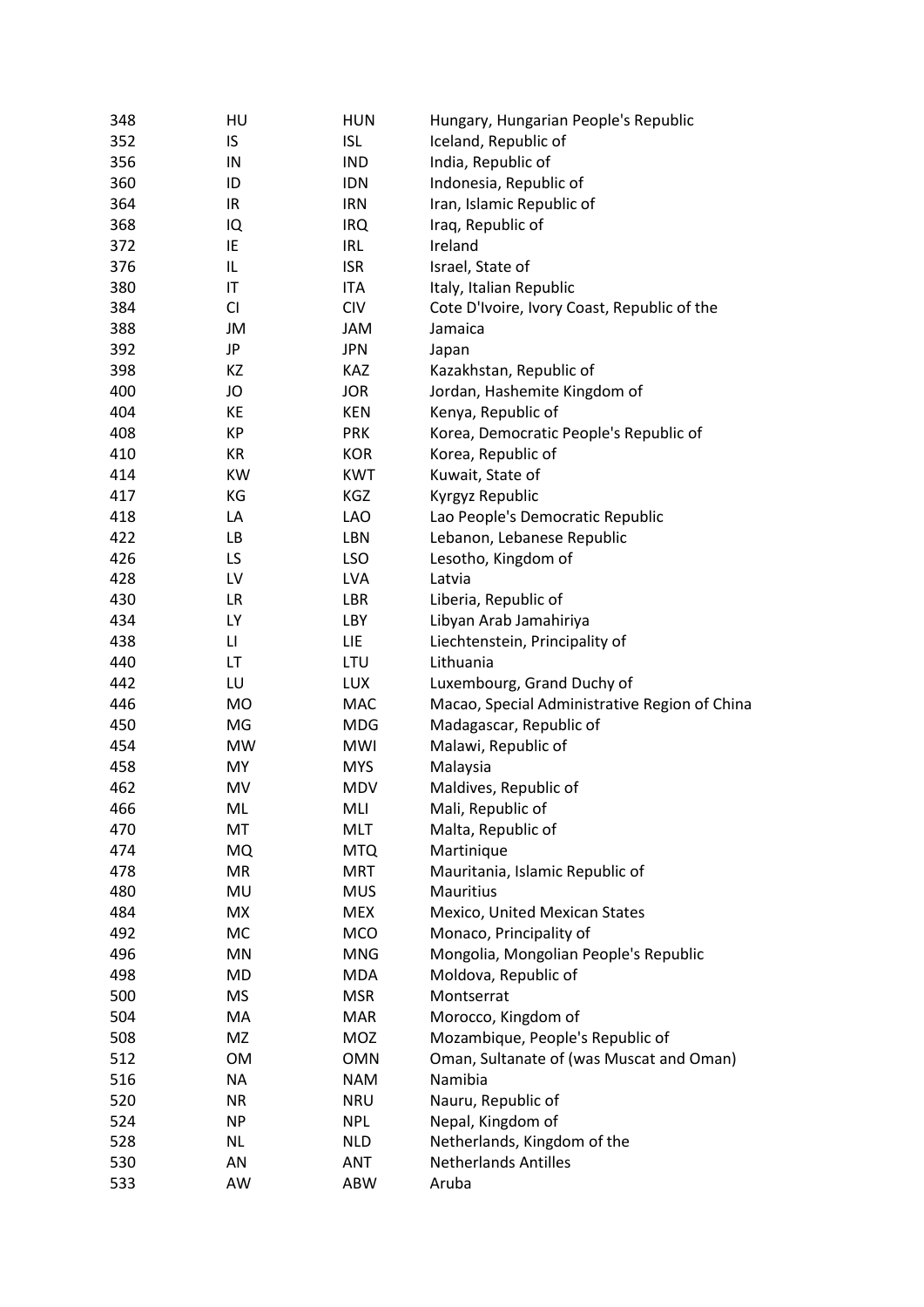| | | | |
|---|---|---|---|
| 348 | HU | HUN | Hungary, Hungarian People's Republic |
| 352 | IS | ISL | Iceland, Republic of |
| 356 | IN | IND | India, Republic of |
| 360 | ID | IDN | Indonesia, Republic of |
| 364 | IR | IRN | Iran, Islamic Republic of |
| 368 | IQ | IRQ | Iraq, Republic of |
| 372 | IE | IRL | Ireland |
| 376 | IL | ISR | Israel, State of |
| 380 | IT | ITA | Italy, Italian Republic |
| 384 | CI | CIV | Cote D'Ivoire, Ivory Coast, Republic of the |
| 388 | JM | JAM | Jamaica |
| 392 | JP | JPN | Japan |
| 398 | KZ | KAZ | Kazakhstan, Republic of |
| 400 | JO | JOR | Jordan, Hashemite Kingdom of |
| 404 | KE | KEN | Kenya, Republic of |
| 408 | KP | PRK | Korea, Democratic People's Republic of |
| 410 | KR | KOR | Korea, Republic of |
| 414 | KW | KWT | Kuwait, State of |
| 417 | KG | KGZ | Kyrgyz Republic |
| 418 | LA | LAO | Lao People's Democratic Republic |
| 422 | LB | LBN | Lebanon, Lebanese Republic |
| 426 | LS | LSO | Lesotho, Kingdom of |
| 428 | LV | LVA | Latvia |
| 430 | LR | LBR | Liberia, Republic of |
| 434 | LY | LBY | Libyan Arab Jamahiriya |
| 438 | LI | LIE | Liechtenstein, Principality of |
| 440 | LT | LTU | Lithuania |
| 442 | LU | LUX | Luxembourg, Grand Duchy of |
| 446 | MO | MAC | Macao, Special Administrative Region of China |
| 450 | MG | MDG | Madagascar, Republic of |
| 454 | MW | MWI | Malawi, Republic of |
| 458 | MY | MYS | Malaysia |
| 462 | MV | MDV | Maldives, Republic of |
| 466 | ML | MLI | Mali, Republic of |
| 470 | MT | MLT | Malta, Republic of |
| 474 | MQ | MTQ | Martinique |
| 478 | MR | MRT | Mauritania, Islamic Republic of |
| 480 | MU | MUS | Mauritius |
| 484 | MX | MEX | Mexico, United Mexican States |
| 492 | MC | MCO | Monaco, Principality of |
| 496 | MN | MNG | Mongolia, Mongolian People's Republic |
| 498 | MD | MDA | Moldova, Republic of |
| 500 | MS | MSR | Montserrat |
| 504 | MA | MAR | Morocco, Kingdom of |
| 508 | MZ | MOZ | Mozambique, People's Republic of |
| 512 | OM | OMN | Oman, Sultanate of (was Muscat and Oman) |
| 516 | NA | NAM | Namibia |
| 520 | NR | NRU | Nauru, Republic of |
| 524 | NP | NPL | Nepal, Kingdom of |
| 528 | NL | NLD | Netherlands, Kingdom of the |
| 530 | AN | ANT | Netherlands Antilles |
| 533 | AW | ABW | Aruba |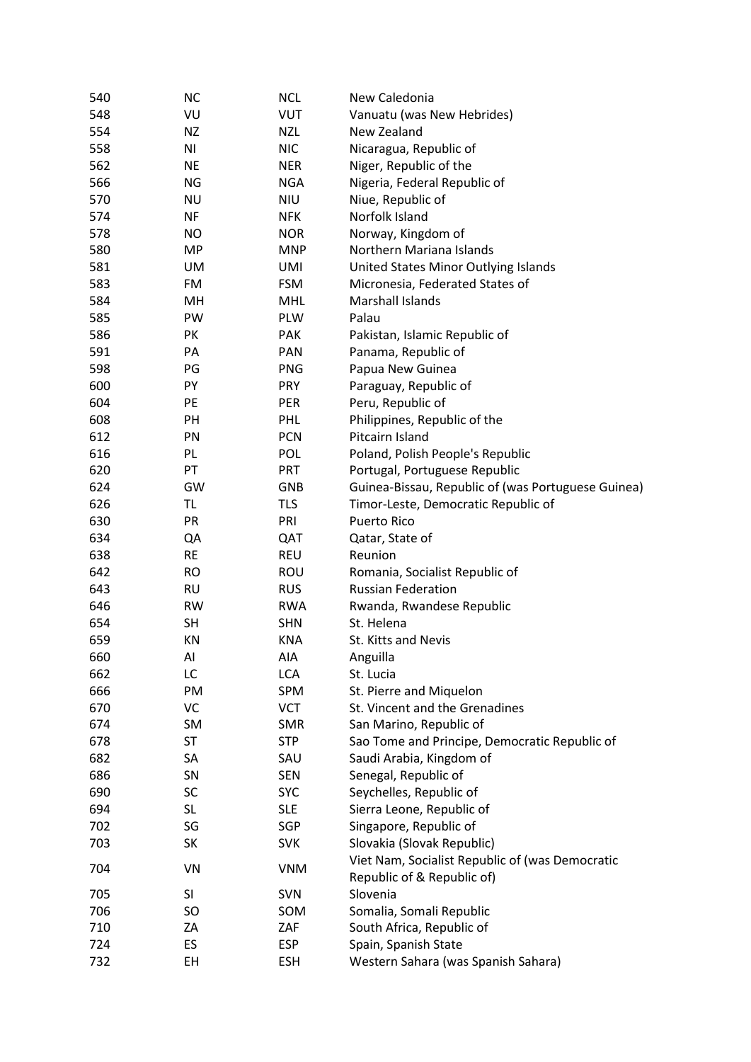| | | | |
|---|---|---|---|
| 540 | NC | NCL | New Caledonia |
| 548 | VU | VUT | Vanuatu (was New Hebrides) |
| 554 | NZ | NZL | New Zealand |
| 558 | NI | NIC | Nicaragua, Republic of |
| 562 | NE | NER | Niger, Republic of the |
| 566 | NG | NGA | Nigeria, Federal Republic of |
| 570 | NU | NIU | Niue, Republic of |
| 574 | NF | NFK | Norfolk Island |
| 578 | NO | NOR | Norway, Kingdom of |
| 580 | MP | MNP | Northern Mariana Islands |
| 581 | UM | UMI | United States Minor Outlying Islands |
| 583 | FM | FSM | Micronesia, Federated States of |
| 584 | MH | MHL | Marshall Islands |
| 585 | PW | PLW | Palau |
| 586 | PK | PAK | Pakistan, Islamic Republic of |
| 591 | PA | PAN | Panama, Republic of |
| 598 | PG | PNG | Papua New Guinea |
| 600 | PY | PRY | Paraguay, Republic of |
| 604 | PE | PER | Peru, Republic of |
| 608 | PH | PHL | Philippines, Republic of the |
| 612 | PN | PCN | Pitcairn Island |
| 616 | PL | POL | Poland, Polish People's Republic |
| 620 | PT | PRT | Portugal, Portuguese Republic |
| 624 | GW | GNB | Guinea-Bissau, Republic of (was Portuguese Guinea) |
| 626 | TL | TLS | Timor-Leste, Democratic Republic of |
| 630 | PR | PRI | Puerto Rico |
| 634 | QA | QAT | Qatar, State of |
| 638 | RE | REU | Reunion |
| 642 | RO | ROU | Romania, Socialist Republic of |
| 643 | RU | RUS | Russian Federation |
| 646 | RW | RWA | Rwanda, Rwandese Republic |
| 654 | SH | SHN | St. Helena |
| 659 | KN | KNA | St. Kitts and Nevis |
| 660 | AI | AIA | Anguilla |
| 662 | LC | LCA | St. Lucia |
| 666 | PM | SPM | St. Pierre and Miquelon |
| 670 | VC | VCT | St. Vincent and the Grenadines |
| 674 | SM | SMR | San Marino, Republic of |
| 678 | ST | STP | Sao Tome and Principe, Democratic Republic of |
| 682 | SA | SAU | Saudi Arabia, Kingdom of |
| 686 | SN | SEN | Senegal, Republic of |
| 690 | SC | SYC | Seychelles, Republic of |
| 694 | SL | SLE | Sierra Leone, Republic of |
| 702 | SG | SGP | Singapore, Republic of |
| 703 | SK | SVK | Slovakia (Slovak Republic) |
| 704 | VN | VNM | Viet Nam, Socialist Republic of (was Democratic Republic of & Republic of) |
| 705 | SI | SVN | Slovenia |
| 706 | SO | SOM | Somalia, Somali Republic |
| 710 | ZA | ZAF | South Africa, Republic of |
| 724 | ES | ESP | Spain, Spanish State |
| 732 | EH | ESH | Western Sahara (was Spanish Sahara) |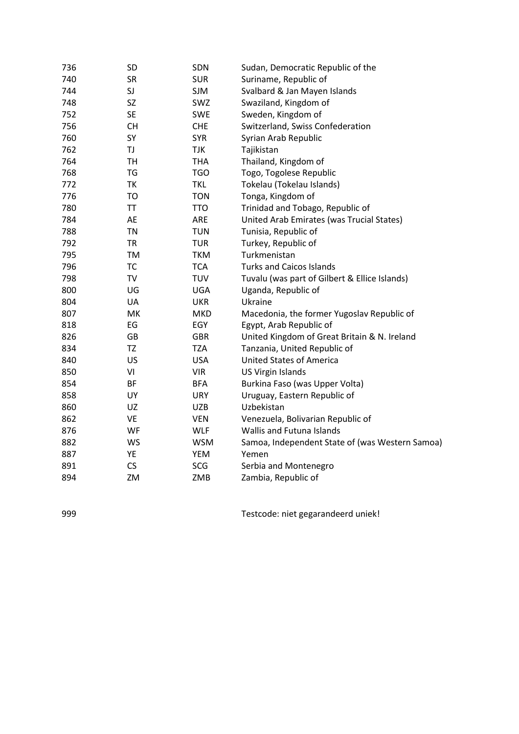| | | | |
|---|---|---|---|
| 736 | SD | SDN | Sudan, Democratic Republic of the |
| 740 | SR | SUR | Suriname, Republic of |
| 744 | SJ | SJM | Svalbard & Jan Mayen Islands |
| 748 | SZ | SWZ | Swaziland, Kingdom of |
| 752 | SE | SWE | Sweden, Kingdom of |
| 756 | CH | CHE | Switzerland, Swiss Confederation |
| 760 | SY | SYR | Syrian Arab Republic |
| 762 | TJ | TJK | Tajikistan |
| 764 | TH | THA | Thailand, Kingdom of |
| 768 | TG | TGO | Togo, Togolese Republic |
| 772 | TK | TKL | Tokelau (Tokelau Islands) |
| 776 | TO | TON | Tonga, Kingdom of |
| 780 | TT | TTO | Trinidad and Tobago, Republic of |
| 784 | AE | ARE | United Arab Emirates (was Trucial States) |
| 788 | TN | TUN | Tunisia, Republic of |
| 792 | TR | TUR | Turkey, Republic of |
| 795 | TM | TKM | Turkmenistan |
| 796 | TC | TCA | Turks and Caicos Islands |
| 798 | TV | TUV | Tuvalu (was part of Gilbert & Ellice Islands) |
| 800 | UG | UGA | Uganda, Republic of |
| 804 | UA | UKR | Ukraine |
| 807 | MK | MKD | Macedonia, the former Yugoslav Republic of |
| 818 | EG | EGY | Egypt, Arab Republic of |
| 826 | GB | GBR | United Kingdom of Great Britain & N. Ireland |
| 834 | TZ | TZA | Tanzania, United Republic of |
| 840 | US | USA | United States of America |
| 850 | VI | VIR | US Virgin Islands |
| 854 | BF | BFA | Burkina Faso (was Upper Volta) |
| 858 | UY | URY | Uruguay, Eastern Republic of |
| 860 | UZ | UZB | Uzbekistan |
| 862 | VE | VEN | Venezuela, Bolivarian Republic of |
| 876 | WF | WLF | Wallis and Futuna Islands |
| 882 | WS | WSM | Samoa, Independent State of (was Western Samoa) |
| 887 | YE | YEM | Yemen |
| 891 | CS | SCG | Serbia and Montenegro |
| 894 | ZM | ZMB | Zambia, Republic of |
| | | | |
| 999 | | | Testcode: niet gegarandeerd uniek! |